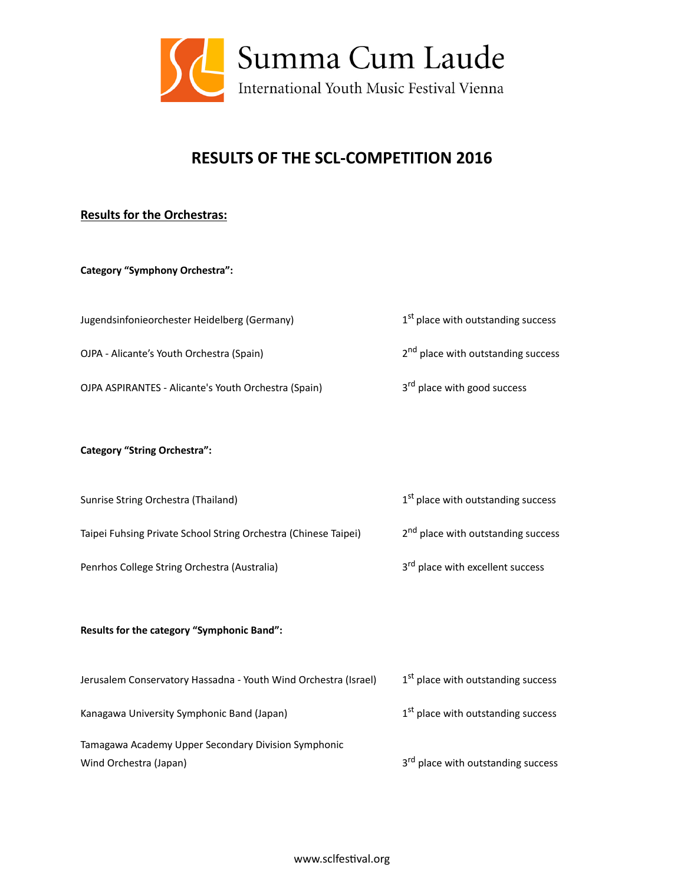Summa Cum Laude

International Youth Music Festival Vienna

# RESULTS OF THE SCL-COMPETITION 2016

## Results for the Orchestras:

**Category "Symphony Orchestra":**

| | |
|---|---|
| Jugendsinfonieorchester Heidelberg (Germany) | 1st place with outstanding success |
| OJPA - Alicante's Youth Orchestra (Spain) | 2nd place with outstanding success |
| OJPA ASPIRANTES - Alicante's Youth Orchestra (Spain) | 3rd place with good success |

**Category "String Orchestra":**

| | |
|---|---|
| Sunrise String Orchestra (Thailand) | 1st place with outstanding success |
| Taipei Fuhsing Private School String Orchestra (Chinese Taipei) | 2nd place with outstanding success |
| Penrhos College String Orchestra (Australia) | 3rd place with excellent success |

**Results for the category "Symphonic Band":**

| | |
|---|---|
| Jerusalem Conservatory Hassadna - Youth Wind Orchestra (Israel) | 1st place with outstanding success |
| Kanagawa University Symphonic Band (Japan) | 1st place with outstanding success |
| Tamagawa Academy Upper Secondary Division Symphonic Wind Orchestra (Japan) | 3rd place with outstanding success |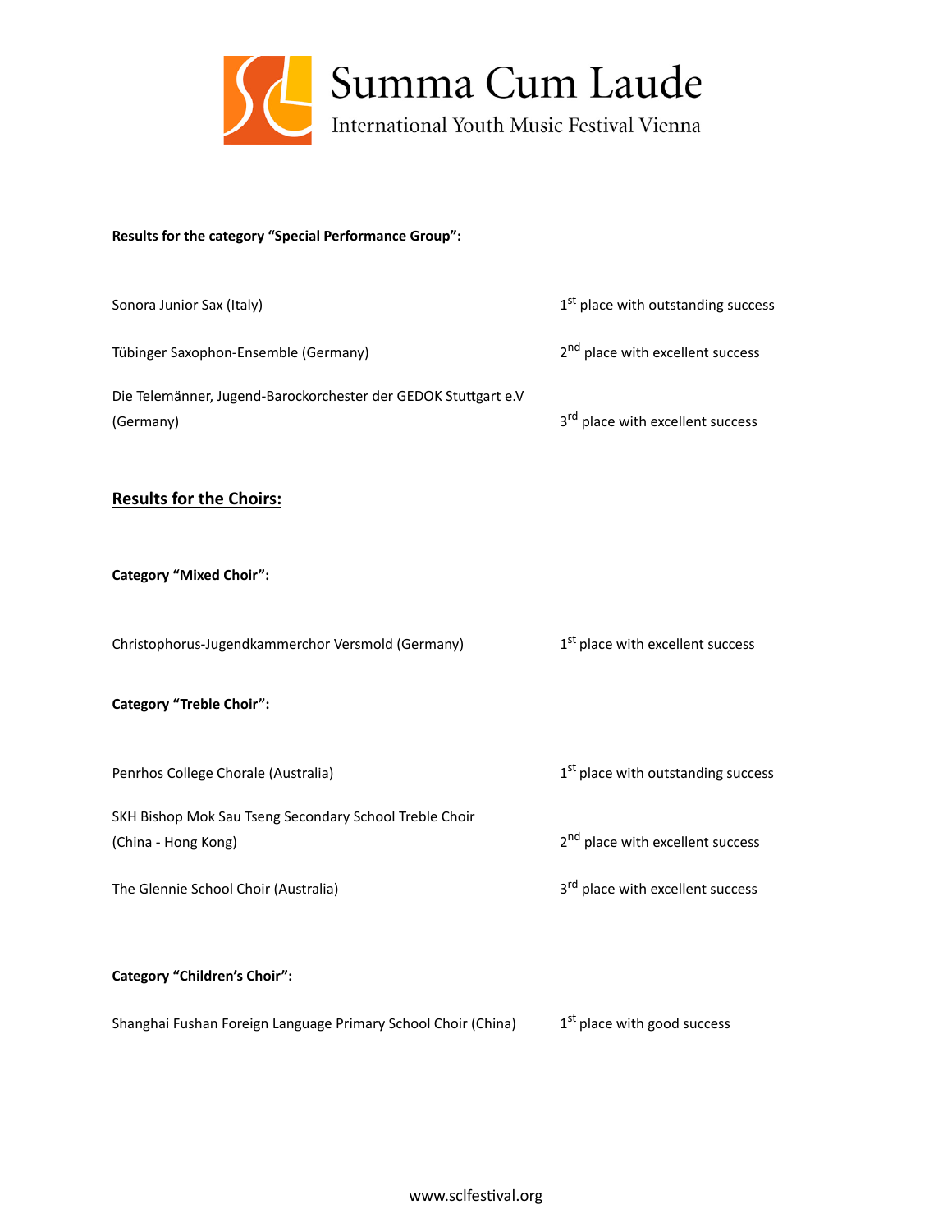Summa Cum Laude

International Youth Music Festival Vienna

**Results for the category "Special Performance Group":**

| | |
|---|---|
| Sonora Junior Sax (Italy) | 1st place with outstanding success |
| Tübinger Saxophon-Ensemble (Germany) | 2nd place with excellent success |
| Die Telemänner, Jugend-Barockorchester der GEDOK Stuttgart e.V (Germany) | 3rd place with excellent success |

## Results for the Choirs:

**Category "Mixed Choir":**

| | |
|---|---|
| Christophorus-Jugendkammerchor Versmold (Germany) | 1st place with excellent success |

**Category "Treble Choir":**

| | |
|---|---|
| Penrhos College Chorale (Australia) | 1st place with outstanding success |
| SKH Bishop Mok Sau Tseng Secondary School Treble Choir (China - Hong Kong) | 2nd place with excellent success |
| The Glennie School Choir (Australia) | 3rd place with excellent success |

**Category "Children's Choir":**

| | |
|---|---|
| Shanghai Fushan Foreign Language Primary School Choir (China) | 1st place with good success |

www.sclfestival.org